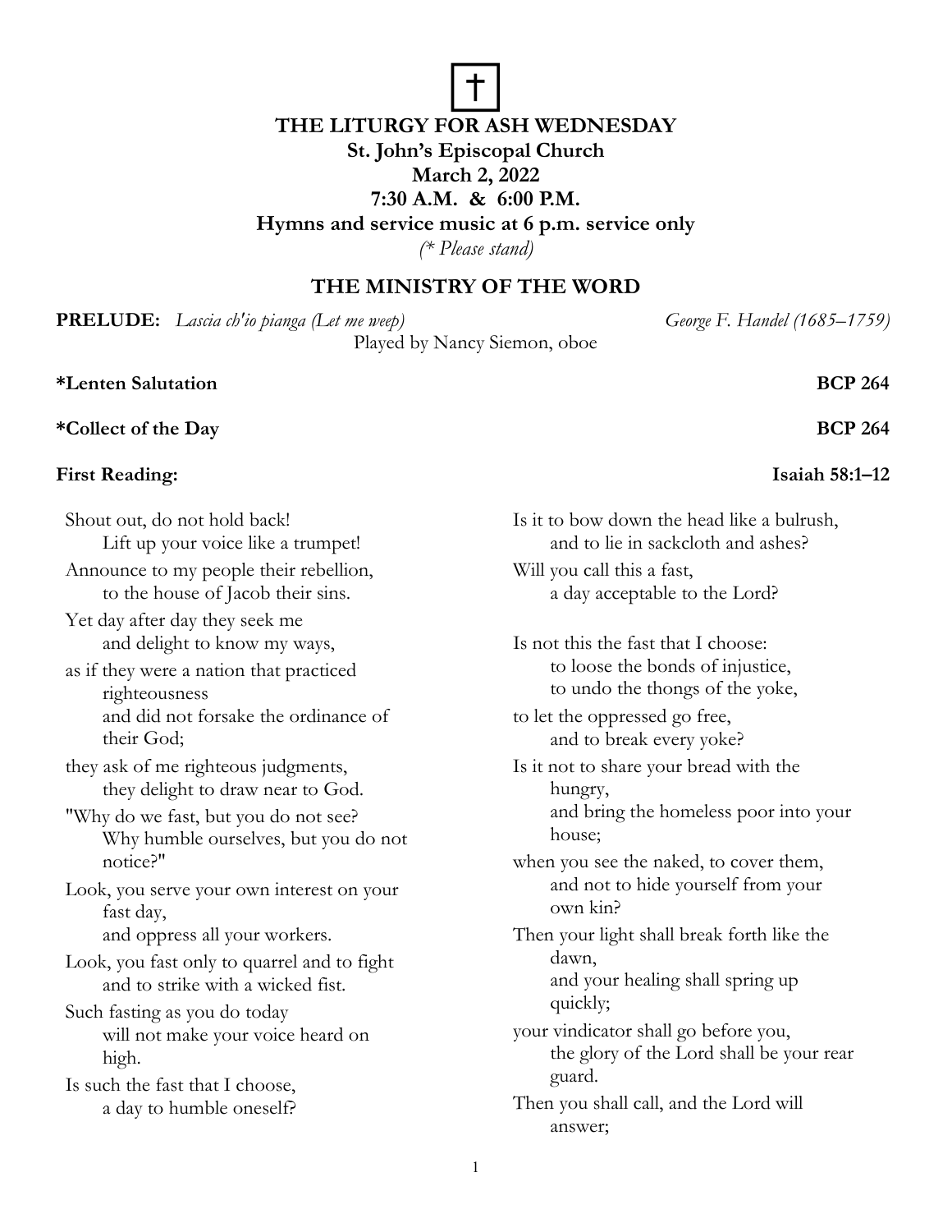†

# THE LITURGY FOR ASH WEDNESDAY

**St. John's Episcopal Church**
**March 2, 2022**
**7:30 A.M. & 6:00 P.M.**
**Hymns and service music at 6 p.m. service only**
*(* Please stand)*

## THE MINISTRY OF THE WORD

**PRELUDE:** *Lascia ch'io pianga (Let me weep)* — *George F. Handel (1685–1759)*
Played by Nancy Siemon, oboe

**\*Lenten Salutation** — **BCP 264**

**\*Collect of the Day** — **BCP 264**

**First Reading:** — **Isaiah 58:1–12**

Shout out, do not hold back!
  Lift up your voice like a trumpet!
Announce to my people their rebellion,
  to the house of Jacob their sins.
Yet day after day they seek me
  and delight to know my ways,
as if they were a nation that practiced righteousness
  and did not forsake the ordinance of their God;
they ask of me righteous judgments,
  they delight to draw near to God.
"Why do we fast, but you do not see?
  Why humble ourselves, but you do not notice?"
Look, you serve your own interest on your fast day,
  and oppress all your workers.
Look, you fast only to quarrel and to fight
  and to strike with a wicked fist.
Such fasting as you do today
  will not make your voice heard on high.
Is such the fast that I choose,
  a day to humble oneself?
Is it to bow down the head like a bulrush,
  and to lie in sackcloth and ashes?
Will you call this a fast,
  a day acceptable to the Lord?

Is not this the fast that I choose:
  to loose the bonds of injustice,
  to undo the thongs of the yoke,
to let the oppressed go free,
  and to break every yoke?
Is it not to share your bread with the hungry,
  and bring the homeless poor into your house;
when you see the naked, to cover them,
  and not to hide yourself from your own kin?
Then your light shall break forth like the dawn,
  and your healing shall spring up quickly;
your vindicator shall go before you,
  the glory of the Lord shall be your rear guard.
Then you shall call, and the Lord will answer;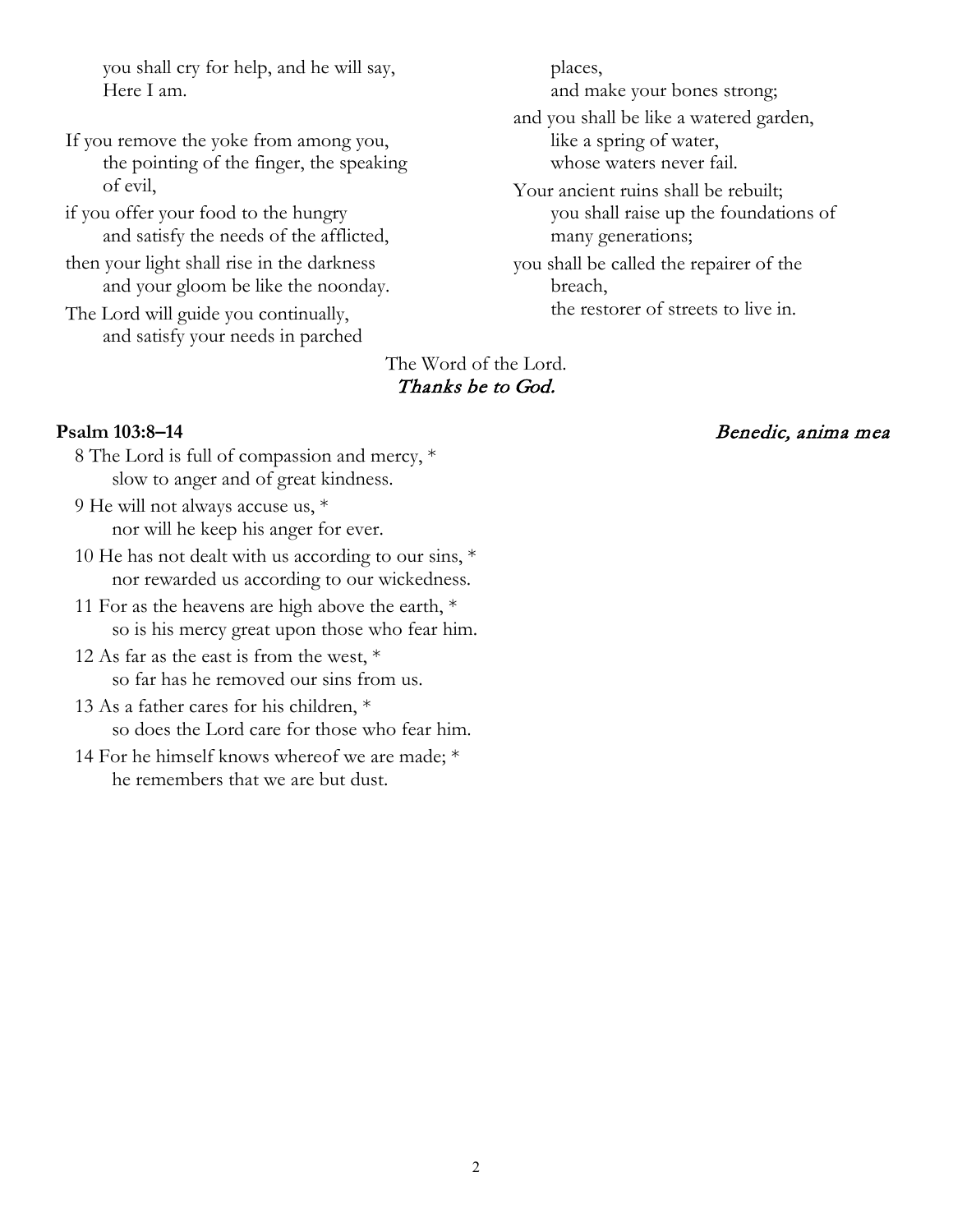you shall cry for help, and he will say,
Here I am.

If you remove the yoke from among you,
the pointing of the finger, the speaking of evil,
if you offer your food to the hungry
and satisfy the needs of the afflicted,
then your light shall rise in the darkness
and your gloom be like the noonday.
The Lord will guide you continually,
and satisfy your needs in parched places,
and make your bones strong;
and you shall be like a watered garden,
like a spring of water,
whose waters never fail.
Your ancient ruins shall be rebuilt;
you shall raise up the foundations of many generations;
you shall be called the repairer of the breach,
the restorer of streets to live in.

The Word of the Lord.
*Thanks be to God.*

**Psalm 103:8–14** *Benedic, anima mea*

8 The Lord is full of compassion and mercy, *
slow to anger and of great kindness.
9 He will not always accuse us, *
nor will he keep his anger for ever.
10 He has not dealt with us according to our sins, *
nor rewarded us according to our wickedness.
11 For as the heavens are high above the earth, *
so is his mercy great upon those who fear him.
12 As far as the east is from the west, *
so far has he removed our sins from us.
13 As a father cares for his children, *
so does the Lord care for those who fear him.
14 For he himself knows whereof we are made; *
he remembers that we are but dust.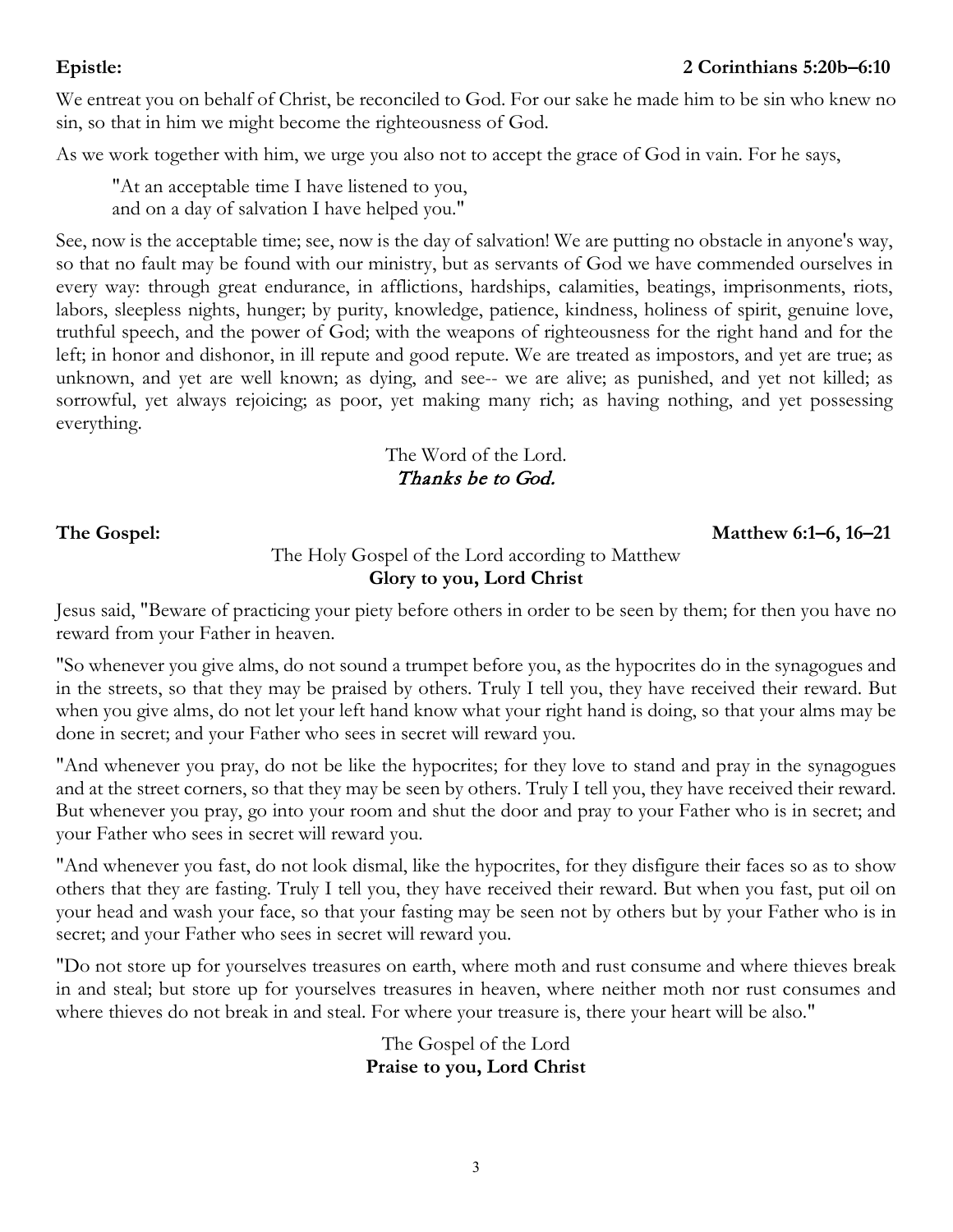**Epistle:** **2 Corinthians 5:20b–6:10**

We entreat you on behalf of Christ, be reconciled to God. For our sake he made him to be sin who knew no sin, so that in him we might become the righteousness of God.

As we work together with him, we urge you also not to accept the grace of God in vain. For he says,

> "At an acceptable time I have listened to you,
> and on a day of salvation I have helped you."

See, now is the acceptable time; see, now is the day of salvation! We are putting no obstacle in anyone's way, so that no fault may be found with our ministry, but as servants of God we have commended ourselves in every way: through great endurance, in afflictions, hardships, calamities, beatings, imprisonments, riots, labors, sleepless nights, hunger; by purity, knowledge, patience, kindness, holiness of spirit, genuine love, truthful speech, and the power of God; with the weapons of righteousness for the right hand and for the left; in honor and dishonor, in ill repute and good repute. We are treated as impostors, and yet are true; as unknown, and yet are well known; as dying, and see-- we are alive; as punished, and yet not killed; as sorrowful, yet always rejoicing; as poor, yet making many rich; as having nothing, and yet possessing everything.

The Word of the Lord.
*Thanks be to God.*

**The Gospel:** **Matthew 6:1–6, 16–21**

The Holy Gospel of the Lord according to Matthew
**Glory to you, Lord Christ**

Jesus said, "Beware of practicing your piety before others in order to be seen by them; for then you have no reward from your Father in heaven.

"So whenever you give alms, do not sound a trumpet before you, as the hypocrites do in the synagogues and in the streets, so that they may be praised by others. Truly I tell you, they have received their reward. But when you give alms, do not let your left hand know what your right hand is doing, so that your alms may be done in secret; and your Father who sees in secret will reward you.

"And whenever you pray, do not be like the hypocrites; for they love to stand and pray in the synagogues and at the street corners, so that they may be seen by others. Truly I tell you, they have received their reward. But whenever you pray, go into your room and shut the door and pray to your Father who is in secret; and your Father who sees in secret will reward you.

"And whenever you fast, do not look dismal, like the hypocrites, for they disfigure their faces so as to show others that they are fasting. Truly I tell you, they have received their reward. But when you fast, put oil on your head and wash your face, so that your fasting may be seen not by others but by your Father who is in secret; and your Father who sees in secret will reward you.

"Do not store up for yourselves treasures on earth, where moth and rust consume and where thieves break in and steal; but store up for yourselves treasures in heaven, where neither moth nor rust consumes and where thieves do not break in and steal. For where your treasure is, there your heart will be also."

The Gospel of the Lord
**Praise to you, Lord Christ**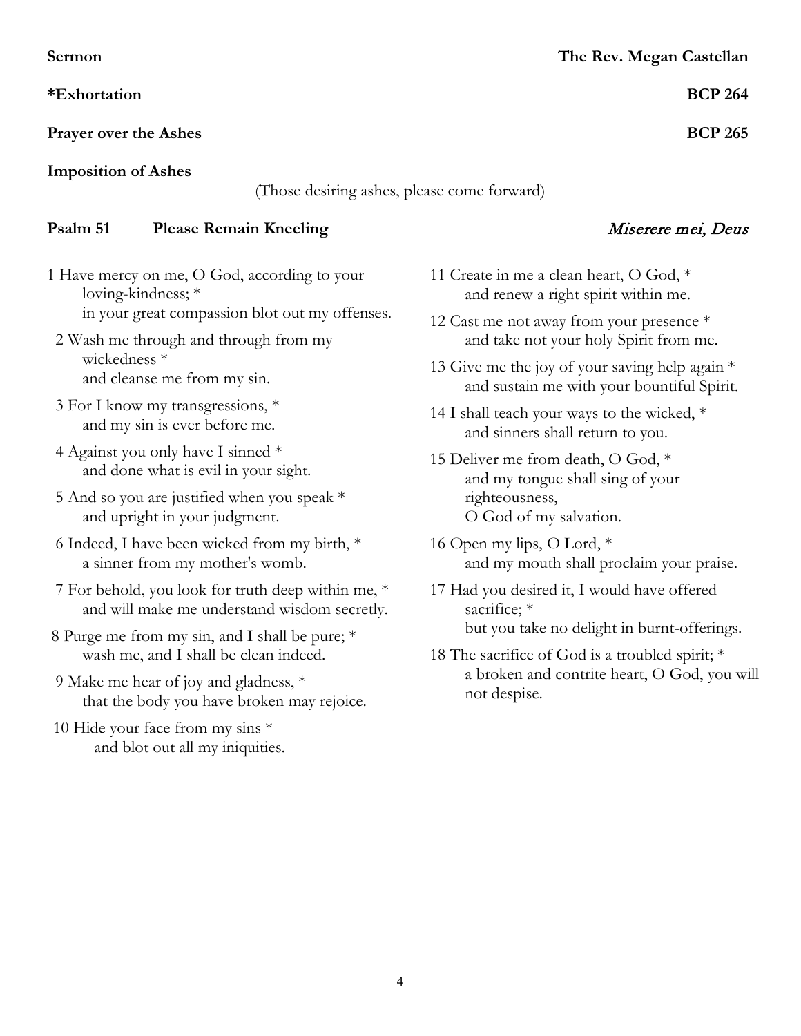**Sermon** **The Rev. Megan Castellan**

**\*Exhortation** **BCP 264**

**Prayer over the Ashes** **BCP 265**

**Imposition of Ashes**

(Those desiring ashes, please come forward)

**Psalm 51** **Please Remain Kneeling** *Miserere mei, Deus*

1 Have mercy on me, O God, according to your loving-kindness; *
in your great compassion blot out my offenses.

2 Wash me through and through from my wickedness *
and cleanse me from my sin.

3 For I know my transgressions, *
and my sin is ever before me.

4 Against you only have I sinned *
and done what is evil in your sight.

5 And so you are justified when you speak *
and upright in your judgment.

6 Indeed, I have been wicked from my birth, *
a sinner from my mother's womb.

7 For behold, you look for truth deep within me, *
and will make me understand wisdom secretly.

8 Purge me from my sin, and I shall be pure; *
wash me, and I shall be clean indeed.

9 Make me hear of joy and gladness, *
that the body you have broken may rejoice.

10 Hide your face from my sins *
and blot out all my iniquities.

11 Create in me a clean heart, O God, *
and renew a right spirit within me.

12 Cast me not away from your presence *
and take not your holy Spirit from me.

13 Give me the joy of your saving help again *
and sustain me with your bountiful Spirit.

14 I shall teach your ways to the wicked, *
and sinners shall return to you.

15 Deliver me from death, O God, *
and my tongue shall sing of your righteousness,
O God of my salvation.

16 Open my lips, O Lord, *
and my mouth shall proclaim your praise.

17 Had you desired it, I would have offered sacrifice; *
but you take no delight in burnt-offerings.

18 The sacrifice of God is a troubled spirit; *
a broken and contrite heart, O God, you will not despise.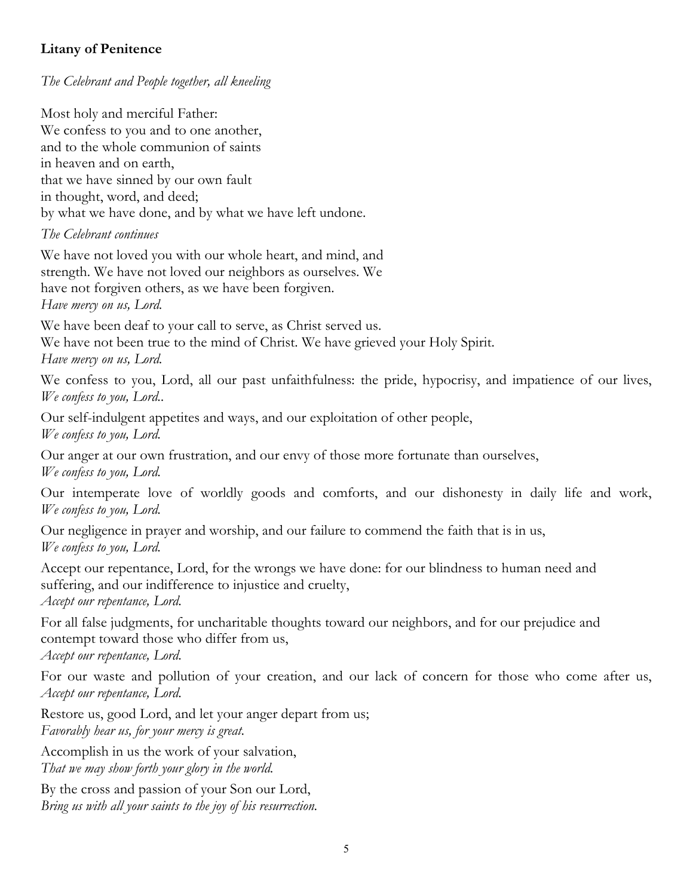**Litany of Penitence**

*The Celebrant and People together, all kneeling*

Most holy and merciful Father:
We confess to you and to one another,
and to the whole communion of saints
in heaven and on earth,
that we have sinned by our own fault
in thought, word, and deed;
by what we have done, and by what we have left undone.

*The Celebrant continues*

We have not loved you with our whole heart, and mind, and strength. We have not loved our neighbors as ourselves. We have not forgiven others, as we have been forgiven.
*Have mercy on us, Lord.*

We have been deaf to your call to serve, as Christ served us.
We have not been true to the mind of Christ. We have grieved your Holy Spirit.
*Have mercy on us, Lord.*

We confess to you, Lord, all our past unfaithfulness: the pride, hypocrisy, and impatience of our lives,
*We confess to you, Lord..*

Our self-indulgent appetites and ways, and our exploitation of other people,
*We confess to you, Lord.*

Our anger at our own frustration, and our envy of those more fortunate than ourselves,
*We confess to you, Lord.*

Our intemperate love of worldly goods and comforts, and our dishonesty in daily life and work,
*We confess to you, Lord.*

Our negligence in prayer and worship, and our failure to commend the faith that is in us,
*We confess to you, Lord.*

Accept our repentance, Lord, for the wrongs we have done: for our blindness to human need and suffering, and our indifference to injustice and cruelty,
*Accept our repentance, Lord.*

For all false judgments, for uncharitable thoughts toward our neighbors, and for our prejudice and contempt toward those who differ from us,
*Accept our repentance, Lord.*

For our waste and pollution of your creation, and our lack of concern for those who come after us,
*Accept our repentance, Lord.*

Restore us, good Lord, and let your anger depart from us;
*Favorably hear us, for your mercy is great.*

Accomplish in us the work of your salvation,
*That we may show forth your glory in the world.*

By the cross and passion of your Son our Lord,
*Bring us with all your saints to the joy of his resurrection.*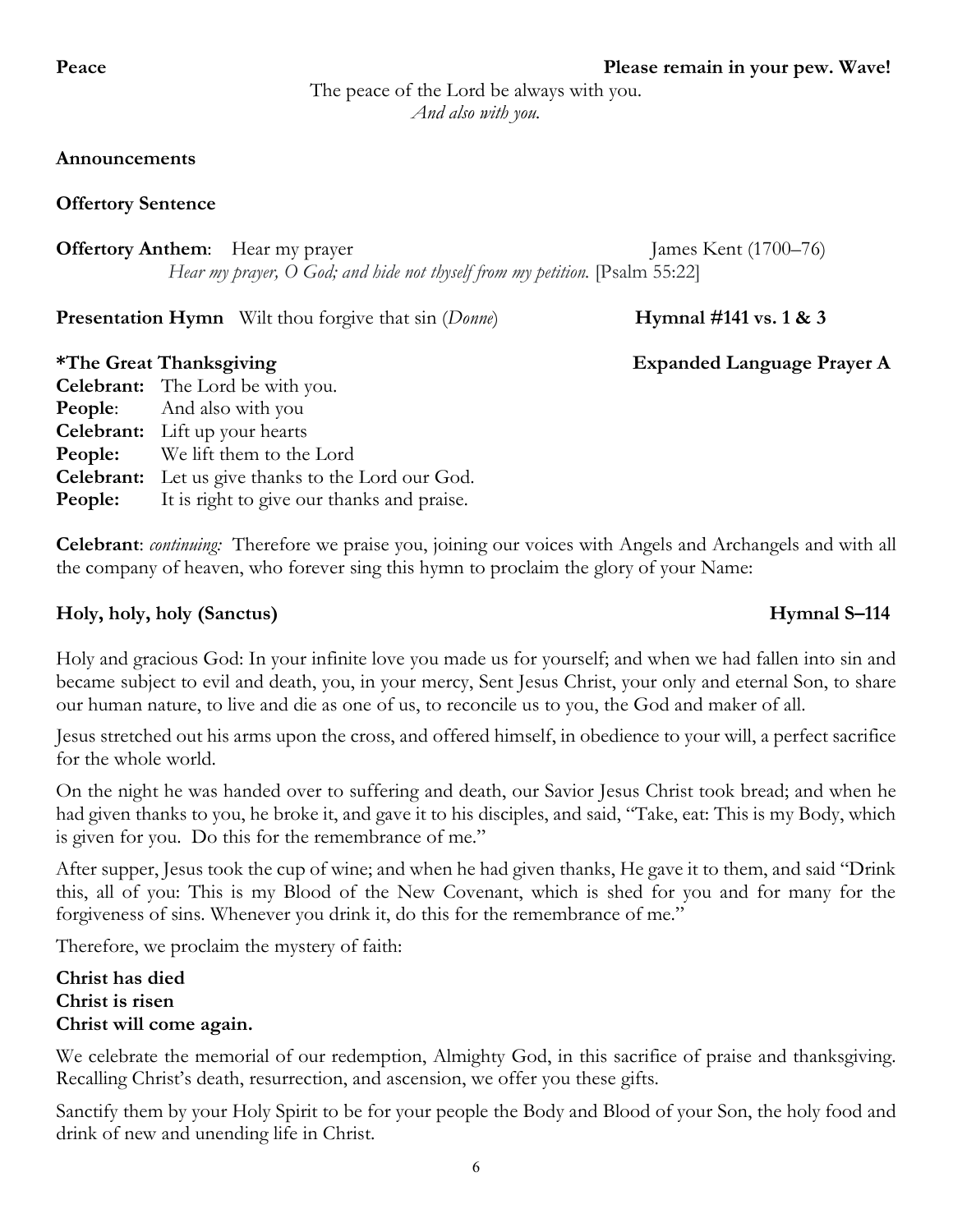**Peace** **Please remain in your pew. Wave!**

The peace of the Lord be always with you.
*And also with you.*

**Announcements**

**Offertory Sentence**

**Offertory Anthem**: Hear my prayer James Kent (1700–76)

*Hear my prayer, O God; and hide not thyself from my petition.* [Psalm 55:22]

**Presentation Hymn** Wilt thou forgive that sin (*Donne*) **Hymnal #141 vs. 1 & 3**

**\*The Great Thanksgiving** **Expanded Language Prayer A**

**Celebrant:** The Lord be with you.
**People**: And also with you
**Celebrant:** Lift up your hearts
**People:** We lift them to the Lord
**Celebrant:** Let us give thanks to the Lord our God.
**People:** It is right to give our thanks and praise.

**Celebrant**: *continuing:* Therefore we praise you, joining our voices with Angels and Archangels and with all the company of heaven, who forever sing this hymn to proclaim the glory of your Name:

**Holy, holy, holy (Sanctus)** **Hymnal S–114**

Holy and gracious God: In your infinite love you made us for yourself; and when we had fallen into sin and became subject to evil and death, you, in your mercy, Sent Jesus Christ, your only and eternal Son, to share our human nature, to live and die as one of us, to reconcile us to you, the God and maker of all.

Jesus stretched out his arms upon the cross, and offered himself, in obedience to your will, a perfect sacrifice for the whole world.

On the night he was handed over to suffering and death, our Savior Jesus Christ took bread; and when he had given thanks to you, he broke it, and gave it to his disciples, and said, "Take, eat: This is my Body, which is given for you. Do this for the remembrance of me."

After supper, Jesus took the cup of wine; and when he had given thanks, He gave it to them, and said "Drink this, all of you: This is my Blood of the New Covenant, which is shed for you and for many for the forgiveness of sins. Whenever you drink it, do this for the remembrance of me."

Therefore, we proclaim the mystery of faith:

**Christ has died**
**Christ is risen**
**Christ will come again.**

We celebrate the memorial of our redemption, Almighty God, in this sacrifice of praise and thanksgiving. Recalling Christ's death, resurrection, and ascension, we offer you these gifts.

Sanctify them by your Holy Spirit to be for your people the Body and Blood of your Son, the holy food and drink of new and unending life in Christ.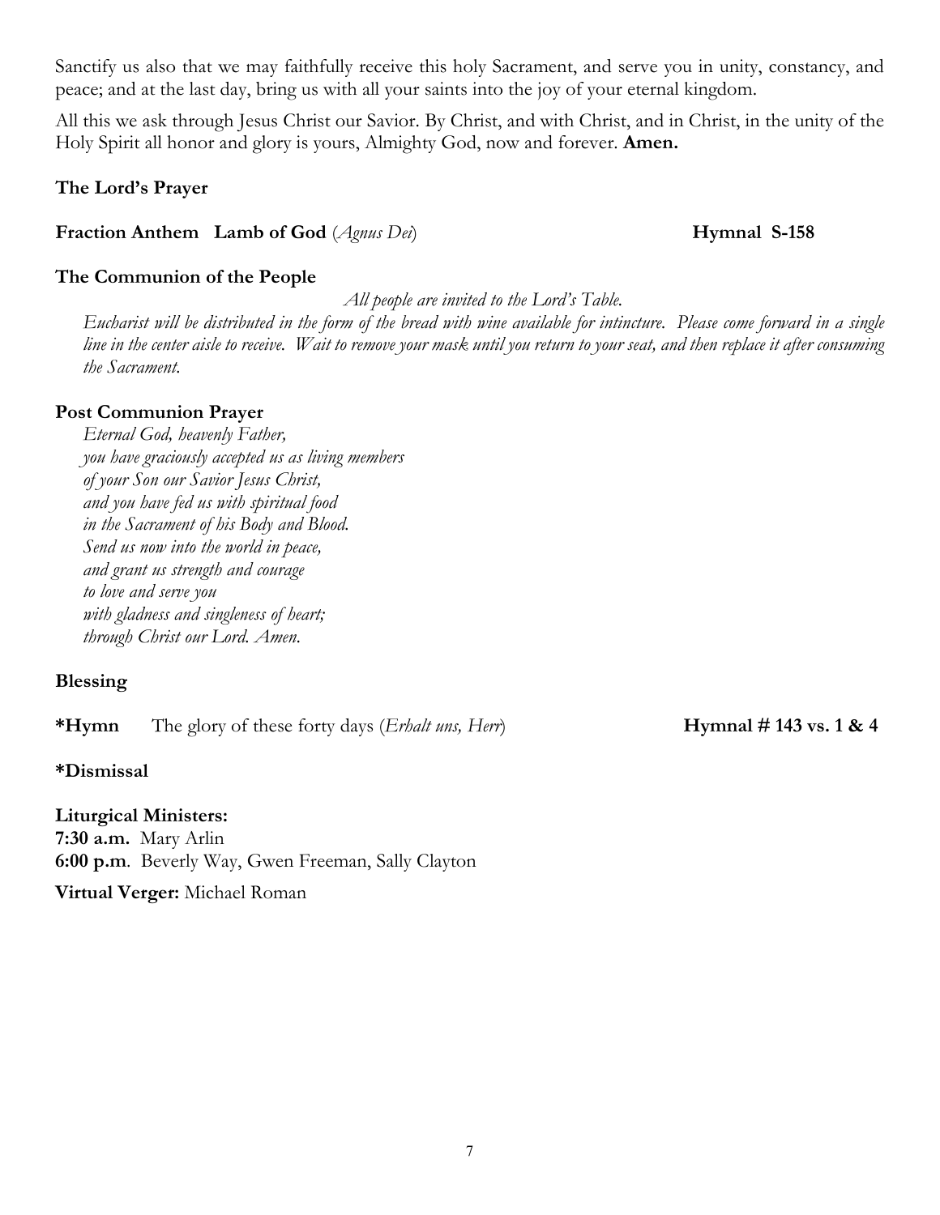Sanctify us also that we may faithfully receive this holy Sacrament, and serve you in unity, constancy, and peace; and at the last day, bring us with all your saints into the joy of your eternal kingdom.

All this we ask through Jesus Christ our Savior. By Christ, and with Christ, and in Christ, in the unity of the Holy Spirit all honor and glory is yours, Almighty God, now and forever. **Amen.**

**The Lord's Prayer**

**Fraction Anthem Lamb of God** (*Agnus Dei*) **Hymnal S-158**

**The Communion of the People**

*All people are invited to the Lord's Table.*

*Eucharist will be distributed in the form of the bread with wine available for intincture. Please come forward in a single line in the center aisle to receive. Wait to remove your mask until you return to your seat, and then replace it after consuming the Sacrament.*

**Post Communion Prayer**

*Eternal God, heavenly Father,*
*you have graciously accepted us as living members*
*of your Son our Savior Jesus Christ,*
*and you have fed us with spiritual food*
*in the Sacrament of his Body and Blood.*
*Send us now into the world in peace,*
*and grant us strength and courage*
*to love and serve you*
*with gladness and singleness of heart;*
*through Christ our Lord. Amen.*

**Blessing**

**\*Hymn** The glory of these forty days (*Erhalt uns, Herr*) **Hymnal # 143 vs. 1 & 4**

**\*Dismissal**

**Liturgical Ministers:**
**7:30 a.m.** Mary Arlin
**6:00 p.m**. Beverly Way, Gwen Freeman, Sally Clayton

**Virtual Verger:** Michael Roman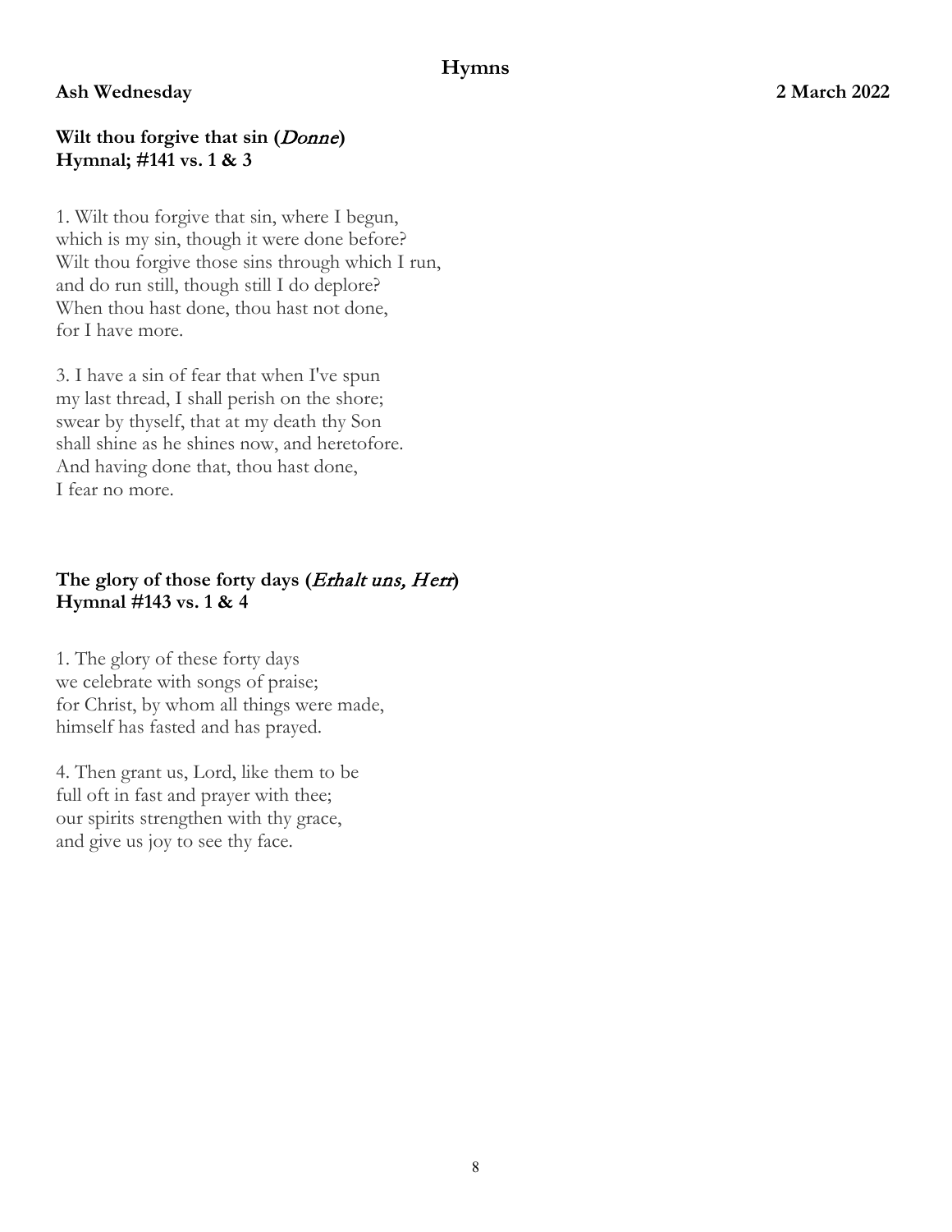## Hymns

**Ash Wednesday** **2 March 2022**

**Wilt thou forgive that sin (*Donne*)**
**Hymnal; #141 vs. 1 & 3**

1. Wilt thou forgive that sin, where I begun,
which is my sin, though it were done before?
Wilt thou forgive those sins through which I run,
and do run still, though still I do deplore?
When thou hast done, thou hast not done,
for I have more.

3. I have a sin of fear that when I've spun
my last thread, I shall perish on the shore;
swear by thyself, that at my death thy Son
shall shine as he shines now, and heretofore.
And having done that, thou hast done,
I fear no more.

**The glory of those forty days (*Erhalt uns, Herr*)**
**Hymnal #143 vs. 1 & 4**

1. The glory of these forty days
we celebrate with songs of praise;
for Christ, by whom all things were made,
himself has fasted and has prayed.

4. Then grant us, Lord, like them to be
full oft in fast and prayer with thee;
our spirits strengthen with thy grace,
and give us joy to see thy face.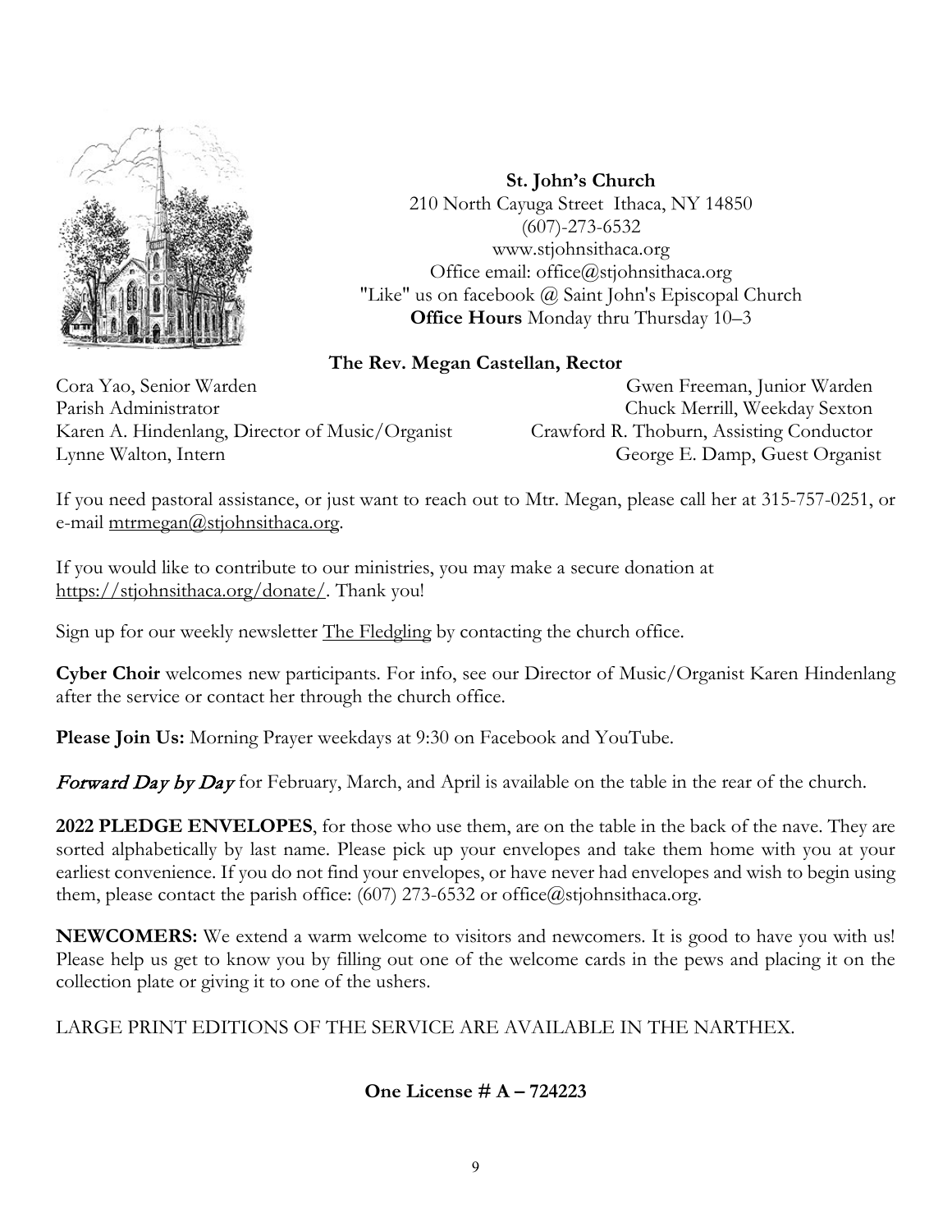**St. John's Church**
210 North Cayuga Street Ithaca, NY 14850
(607)-273-6532
www.stjohnsithaca.org
Office email: office@stjohnsithaca.org
"Like" us on facebook @ Saint John's Episcopal Church
**Office Hours** Monday thru Thursday 10–3

**The Rev. Megan Castellan, Rector**

Cora Yao, Senior Warden
Gwen Freeman, Junior Warden
Parish Administrator
Chuck Merrill, Weekday Sexton
Karen A. Hindenlang, Director of Music/Organist
Crawford R. Thoburn, Assisting Conductor
Lynne Walton, Intern
George E. Damp, Guest Organist

If you need pastoral assistance, or just want to reach out to Mtr. Megan, please call her at 315-757-0251, or e-mail mtrmegan@stjohnsithaca.org.

If you would like to contribute to our ministries, you may make a secure donation at https://stjohnsithaca.org/donate/. Thank you!

Sign up for our weekly newsletter The Fledgling by contacting the church office.

**Cyber Choir** welcomes new participants. For info, see our Director of Music/Organist Karen Hindenlang after the service or contact her through the church office.

**Please Join Us:** Morning Prayer weekdays at 9:30 on Facebook and YouTube.

*Forward Day by Day* for February, March, and April is available on the table in the rear of the church.

**2022 PLEDGE ENVELOPES**, for those who use them, are on the table in the back of the nave. They are sorted alphabetically by last name. Please pick up your envelopes and take them home with you at your earliest convenience. If you do not find your envelopes, or have never had envelopes and wish to begin using them, please contact the parish office: (607) 273-6532 or office@stjohnsithaca.org.

**NEWCOMERS:** We extend a warm welcome to visitors and newcomers. It is good to have you with us! Please help us get to know you by filling out one of the welcome cards in the pews and placing it on the collection plate or giving it to one of the ushers.

LARGE PRINT EDITIONS OF THE SERVICE ARE AVAILABLE IN THE NARTHEX.

**One License # A – 724223**